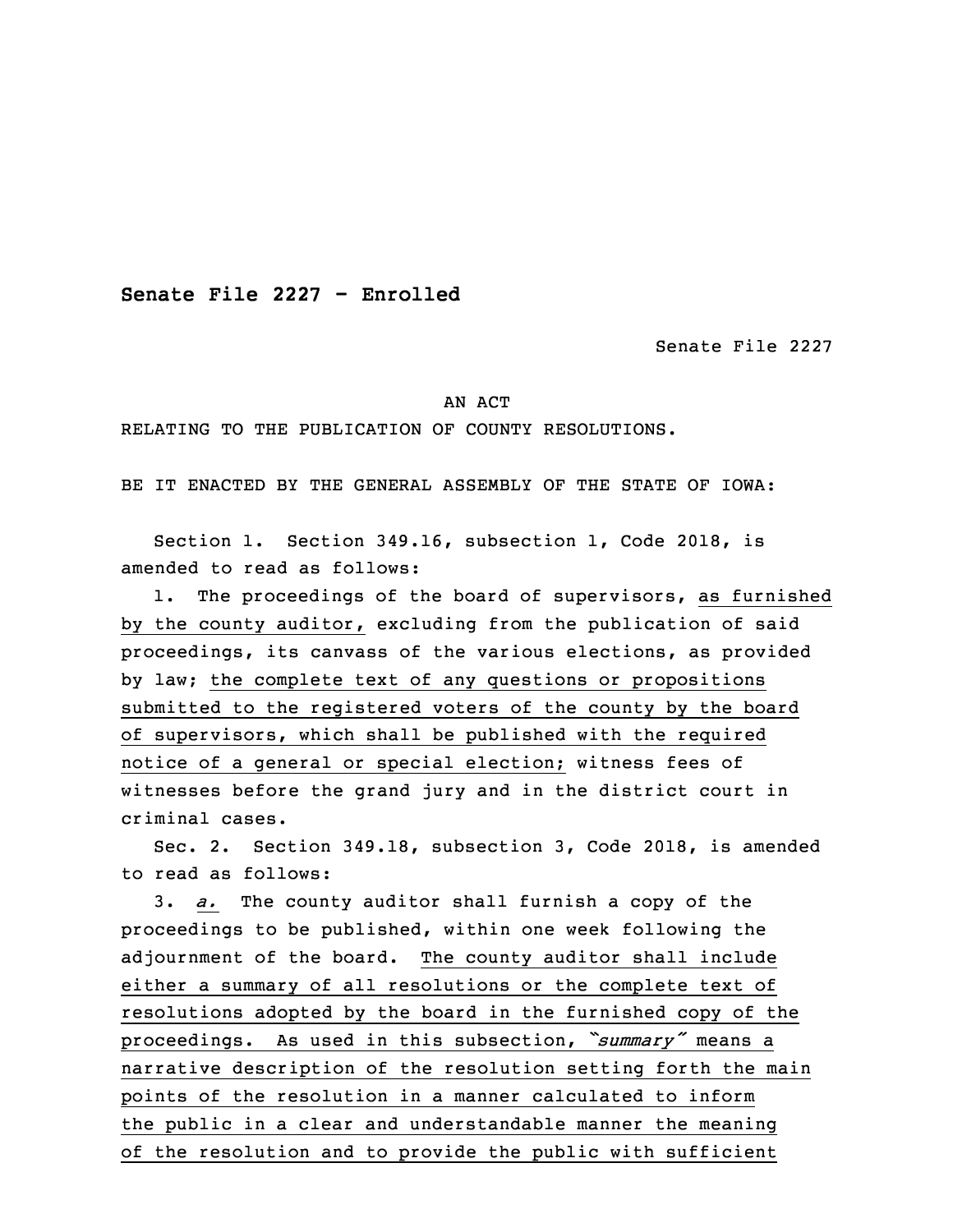**Senate File 2227 - Enrolled**

Senate File 2227

AN ACT

RELATING TO THE PUBLICATION OF COUNTY RESOLUTIONS.

BE IT ENACTED BY THE GENERAL ASSEMBLY OF THE STATE OF IOWA:

Section 1. Section 349.16, subsection 1, Code 2018, is amended to read as follows:

1. The proceedings of the board of supervisors, as furnished by the county auditor, excluding from the publication of said proceedings, its canvass of the various elections, as provided by law; the complete text of any questions or propositions submitted to the registered voters of the county by the board of supervisors, which shall be published with the required notice of a general or special election; witness fees of witnesses before the grand jury and in the district court in criminal cases.

Sec. 2. Section 349.18, subsection 3, Code 2018, is amended to read as follows:

3. *a.* The county auditor shall furnish a copy of the proceedings to be published, within one week following the adjournment of the board. The county auditor shall include either a summary of all resolutions or the complete text of resolutions adopted by the board in the furnished copy of the proceedings. As used in this subsection, *"summary"* means a narrative description of the resolution setting forth the main points of the resolution in a manner calculated to inform the public in a clear and understandable manner the meaning of the resolution and to provide the public with sufficient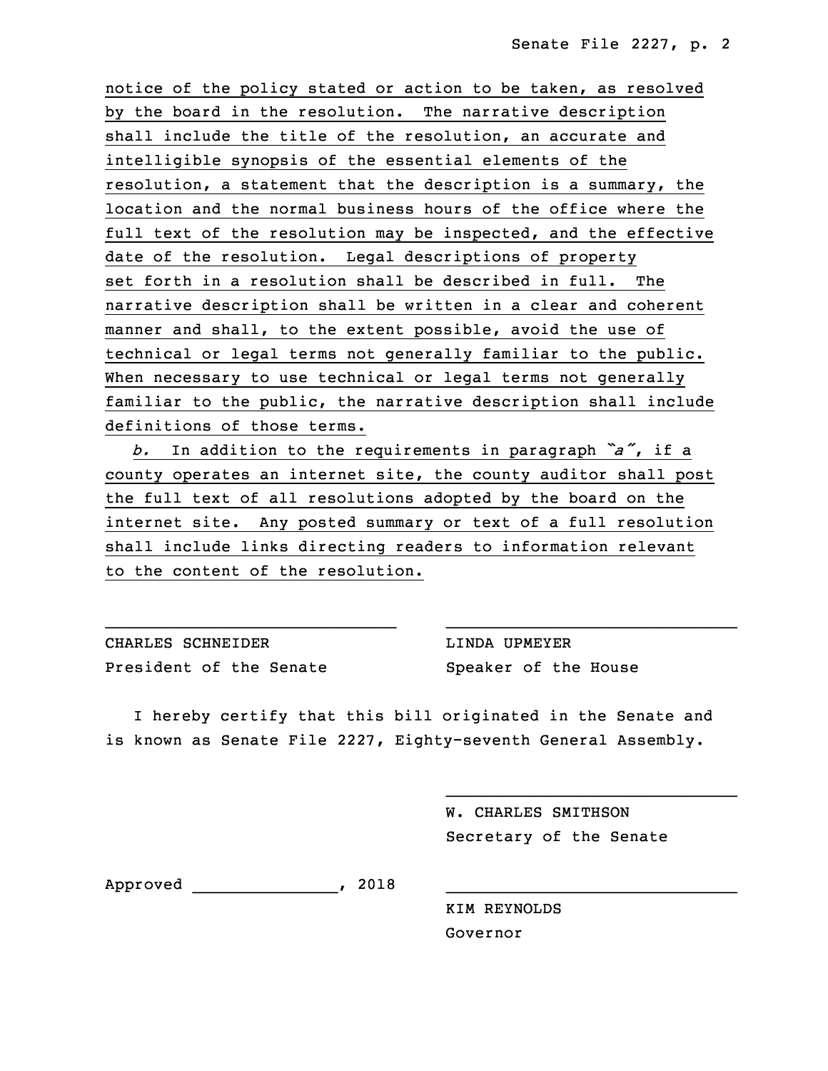notice of the policy stated or action to be taken, as resolved by the board in the resolution. The narrative description shall include the title of the resolution, an accurate and intelligible synopsis of the essential elements of the resolution, a statement that the description is a summary, the location and the normal business hours of the office where the full text of the resolution may be inspected, and the effective date of the resolution. Legal descriptions of property set forth in a resolution shall be described in full. The narrative description shall be written in a clear and coherent manner and shall, to the extent possible, avoid the use of technical or legal terms not generally familiar to the public. When necessary to use technical or legal terms not generally familiar to the public, the narrative description shall include definitions of those terms.

*b.* In addition to the requirements in paragraph *"a"*, if a county operates an internet site, the county auditor shall post the full text of all resolutions adopted by the board on the internet site. Any posted summary or text of a full resolution shall include links directing readers to information relevant to the content of the resolution.

\_\_\_\_\_\_\_\_\_\_\_\_\_\_\_\_\_\_\_\_\_\_\_\_\_\_\_\_\_\_
CHARLES SCHNEIDER
President of the Senate

\_\_\_\_\_\_\_\_\_\_\_\_\_\_\_\_\_\_\_\_\_\_\_\_\_\_\_\_\_\_
LINDA UPMEYER
Speaker of the House

I hereby certify that this bill originated in the Senate and is known as Senate File 2227, Eighty-seventh General Assembly.

\_\_\_\_\_\_\_\_\_\_\_\_\_\_\_\_\_\_\_\_\_\_\_\_\_\_\_\_\_\_
W. CHARLES SMITHSON
Secretary of the Senate

Approved \_\_\_\_\_\_\_\_\_\_\_\_\_\_\_, 2018

\_\_\_\_\_\_\_\_\_\_\_\_\_\_\_\_\_\_\_\_\_\_\_\_\_\_\_\_\_\_
KIM REYNOLDS
Governor